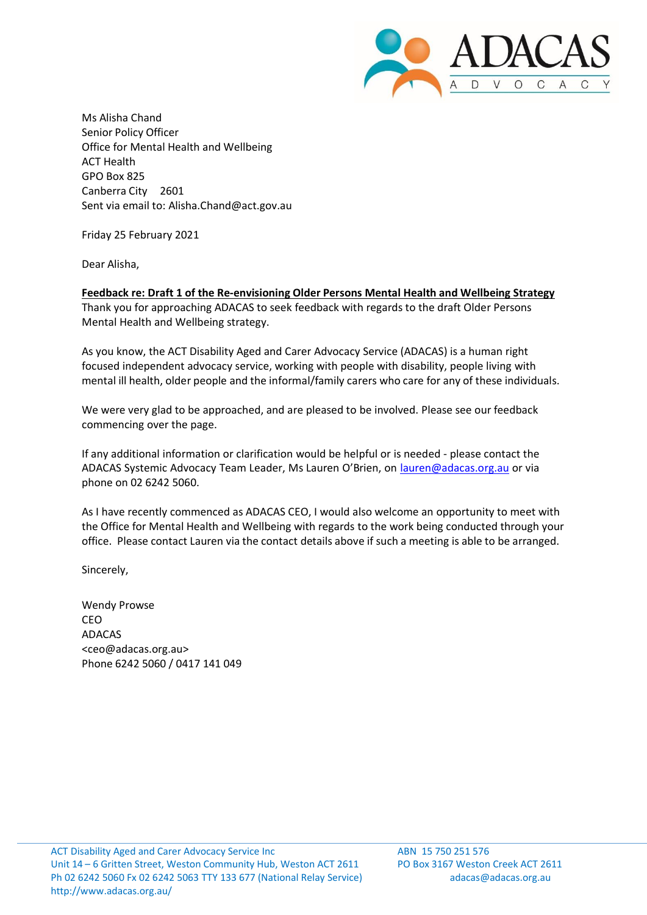Ms Alisha Chand
Senior Policy Officer
Office for Mental Health and Wellbeing
ACT Health
GPO Box 825
Canberra City 2601
Sent via email to: Alisha.Chand@act.gov.au

Friday 25 February 2021

Dear Alisha,

**Feedback re: Draft 1 of the Re-envisioning Older Persons Mental Health and Wellbeing Strategy**

Thank you for approaching ADACAS to seek feedback with regards to the draft Older Persons Mental Health and Wellbeing strategy.

As you know, the ACT Disability Aged and Carer Advocacy Service (ADACAS) is a human right focused independent advocacy service, working with people with disability, people living with mental ill health, older people and the informal/family carers who care for any of these individuals.

We were very glad to be approached, and are pleased to be involved. Please see our feedback commencing over the page.

If any additional information or clarification would be helpful or is needed - please contact the ADACAS Systemic Advocacy Team Leader, Ms Lauren O'Brien, on lauren@adacas.org.au or via phone on 02 6242 5060.

As I have recently commenced as ADACAS CEO, I would also welcome an opportunity to meet with the Office for Mental Health and Wellbeing with regards to the work being conducted through your office. Please contact Lauren via the contact details above if such a meeting is able to be arranged.

Sincerely,

Wendy Prowse
CEO
ADACAS
<ceo@adacas.org.au>
Phone 6242 5060 / 0417 141 049

ACT Disability Aged and Carer Advocacy Service Inc
Unit 14 – 6 Gritten Street, Weston Community Hub, Weston ACT 2611
Ph 02 6242 5060 Fx 02 6242 5063 TTY 133 677 (National Relay Service)
http://www.adacas.org.au/

ABN 15 750 251 576
PO Box 3167 Weston Creek ACT 2611
adacas@adacas.org.au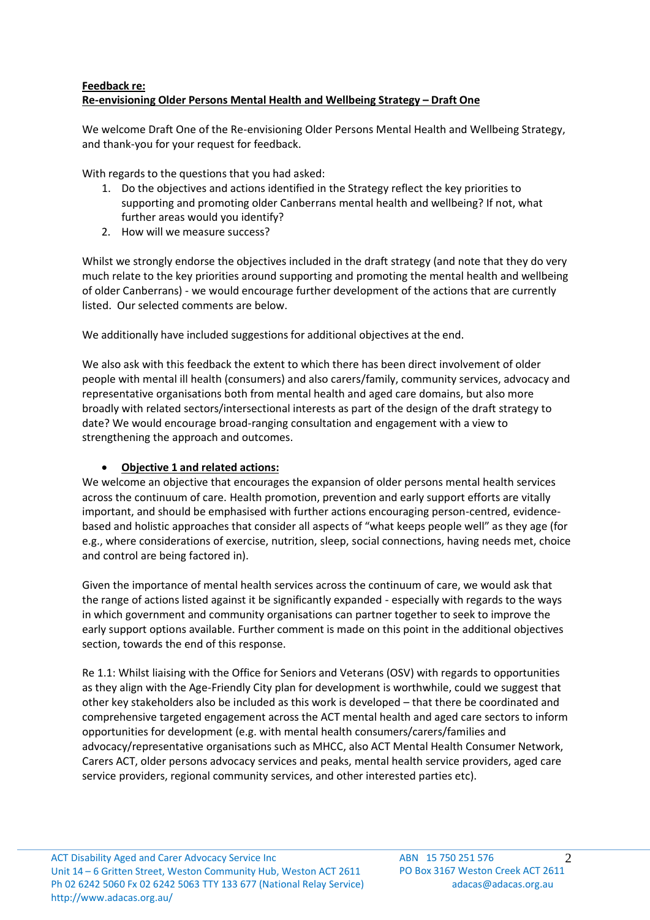**Feedback re:**
**Re-envisioning Older Persons Mental Health and Wellbeing Strategy – Draft One**

We welcome Draft One of the Re-envisioning Older Persons Mental Health and Wellbeing Strategy, and thank-you for your request for feedback.

With regards to the questions that you had asked:

1. Do the objectives and actions identified in the Strategy reflect the key priorities to supporting and promoting older Canberrans mental health and wellbeing? If not, what further areas would you identify?
2. How will we measure success?

Whilst we strongly endorse the objectives included in the draft strategy (and note that they do very much relate to the key priorities around supporting and promoting the mental health and wellbeing of older Canberrans) - we would encourage further development of the actions that are currently listed. Our selected comments are below.

We additionally have included suggestions for additional objectives at the end.

We also ask with this feedback the extent to which there has been direct involvement of older people with mental ill health (consumers) and also carers/family, community services, advocacy and representative organisations both from mental health and aged care domains, but also more broadly with related sectors/intersectional interests as part of the design of the draft strategy to date? We would encourage broad-ranging consultation and engagement with a view to strengthening the approach and outcomes.

- **Objective 1 and related actions:**

We welcome an objective that encourages the expansion of older persons mental health services across the continuum of care. Health promotion, prevention and early support efforts are vitally important, and should be emphasised with further actions encouraging person-centred, evidence-based and holistic approaches that consider all aspects of "what keeps people well" as they age (for e.g., where considerations of exercise, nutrition, sleep, social connections, having needs met, choice and control are being factored in).

Given the importance of mental health services across the continuum of care, we would ask that the range of actions listed against it be significantly expanded - especially with regards to the ways in which government and community organisations can partner together to seek to improve the early support options available. Further comment is made on this point in the additional objectives section, towards the end of this response.

Re 1.1: Whilst liaising with the Office for Seniors and Veterans (OSV) with regards to opportunities as they align with the Age-Friendly City plan for development is worthwhile, could we suggest that other key stakeholders also be included as this work is developed – that there be coordinated and comprehensive targeted engagement across the ACT mental health and aged care sectors to inform opportunities for development (e.g. with mental health consumers/carers/families and advocacy/representative organisations such as MHCC, also ACT Mental Health Consumer Network, Carers ACT, older persons advocacy services and peaks, mental health service providers, aged care service providers, regional community services, and other interested parties etc).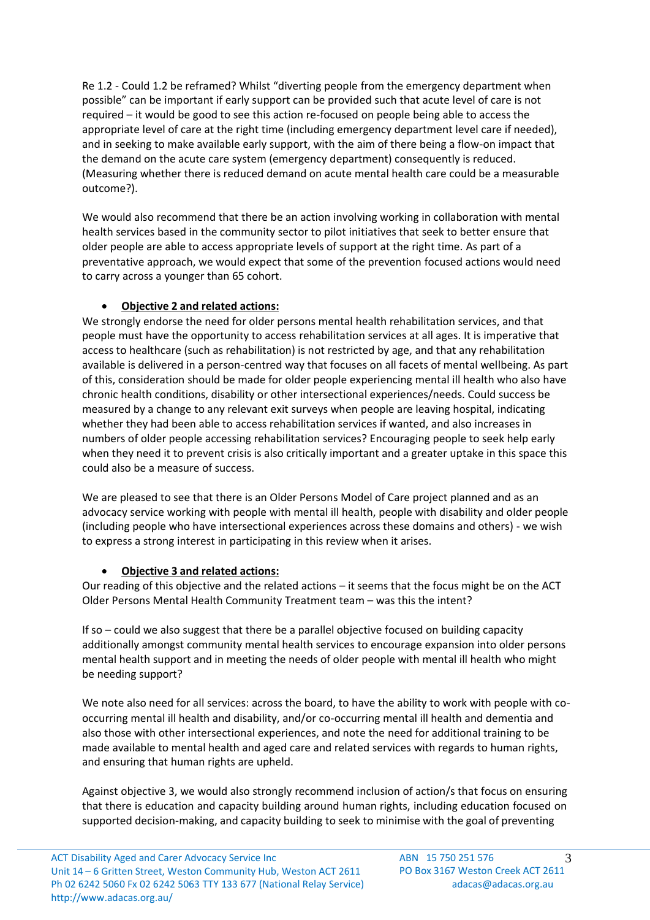Re 1.2 - Could 1.2 be reframed? Whilst "diverting people from the emergency department when possible" can be important if early support can be provided such that acute level of care is not required – it would be good to see this action re-focused on people being able to access the appropriate level of care at the right time (including emergency department level care if needed), and in seeking to make available early support, with the aim of there being a flow-on impact that the demand on the acute care system (emergency department) consequently is reduced. (Measuring whether there is reduced demand on acute mental health care could be a measurable outcome?).

We would also recommend that there be an action involving working in collaboration with mental health services based in the community sector to pilot initiatives that seek to better ensure that older people are able to access appropriate levels of support at the right time. As part of a preventative approach, we would expect that some of the prevention focused actions would need to carry across a younger than 65 cohort.

- **Objective 2 and related actions:**

We strongly endorse the need for older persons mental health rehabilitation services, and that people must have the opportunity to access rehabilitation services at all ages. It is imperative that access to healthcare (such as rehabilitation) is not restricted by age, and that any rehabilitation available is delivered in a person-centred way that focuses on all facets of mental wellbeing. As part of this, consideration should be made for older people experiencing mental ill health who also have chronic health conditions, disability or other intersectional experiences/needs. Could success be measured by a change to any relevant exit surveys when people are leaving hospital, indicating whether they had been able to access rehabilitation services if wanted, and also increases in numbers of older people accessing rehabilitation services? Encouraging people to seek help early when they need it to prevent crisis is also critically important and a greater uptake in this space this could also be a measure of success.

We are pleased to see that there is an Older Persons Model of Care project planned and as an advocacy service working with people with mental ill health, people with disability and older people (including people who have intersectional experiences across these domains and others) - we wish to express a strong interest in participating in this review when it arises.

- **Objective 3 and related actions:**

Our reading of this objective and the related actions – it seems that the focus might be on the ACT Older Persons Mental Health Community Treatment team – was this the intent?

If so – could we also suggest that there be a parallel objective focused on building capacity additionally amongst community mental health services to encourage expansion into older persons mental health support and in meeting the needs of older people with mental ill health who might be needing support?

We note also need for all services: across the board, to have the ability to work with people with co-occurring mental ill health and disability, and/or co-occurring mental ill health and dementia and also those with other intersectional experiences, and note the need for additional training to be made available to mental health and aged care and related services with regards to human rights, and ensuring that human rights are upheld.

Against objective 3, we would also strongly recommend inclusion of action/s that focus on ensuring that there is education and capacity building around human rights, including education focused on supported decision-making, and capacity building to seek to minimise with the goal of preventing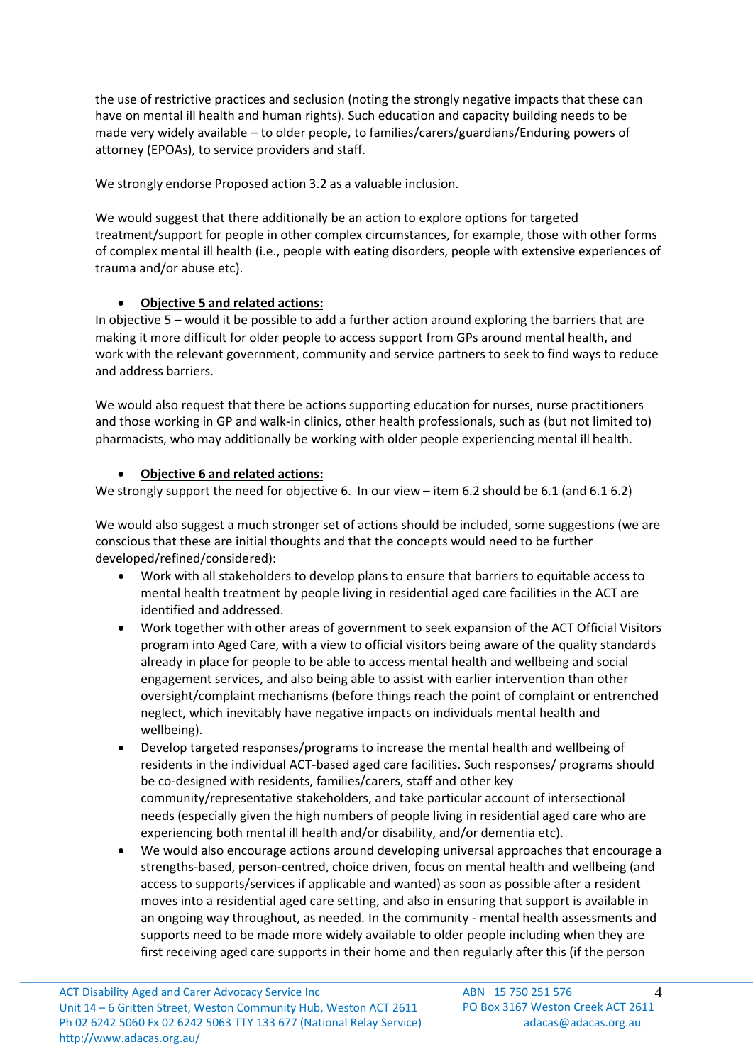the use of restrictive practices and seclusion (noting the strongly negative impacts that these can have on mental ill health and human rights). Such education and capacity building needs to be made very widely available – to older people, to families/carers/guardians/Enduring powers of attorney (EPOAs), to service providers and staff.

We strongly endorse Proposed action 3.2 as a valuable inclusion.

We would suggest that there additionally be an action to explore options for targeted treatment/support for people in other complex circumstances, for example, those with other forms of complex mental ill health (i.e., people with eating disorders, people with extensive experiences of trauma and/or abuse etc).

- **Objective 5 and related actions:**

In objective 5 – would it be possible to add a further action around exploring the barriers that are making it more difficult for older people to access support from GPs around mental health, and work with the relevant government, community and service partners to seek to find ways to reduce and address barriers.

We would also request that there be actions supporting education for nurses, nurse practitioners and those working in GP and walk-in clinics, other health professionals, such as (but not limited to) pharmacists, who may additionally be working with older people experiencing mental ill health.

- **Objective 6 and related actions:**

We strongly support the need for objective 6. In our view – item 6.2 should be 6.1 (and 6.1 6.2)

We would also suggest a much stronger set of actions should be included, some suggestions (we are conscious that these are initial thoughts and that the concepts would need to be further developed/refined/considered):

- Work with all stakeholders to develop plans to ensure that barriers to equitable access to mental health treatment by people living in residential aged care facilities in the ACT are identified and addressed.
- Work together with other areas of government to seek expansion of the ACT Official Visitors program into Aged Care, with a view to official visitors being aware of the quality standards already in place for people to be able to access mental health and wellbeing and social engagement services, and also being able to assist with earlier intervention than other oversight/complaint mechanisms (before things reach the point of complaint or entrenched neglect, which inevitably have negative impacts on individuals mental health and wellbeing).
- Develop targeted responses/programs to increase the mental health and wellbeing of residents in the individual ACT-based aged care facilities. Such responses/ programs should be co-designed with residents, families/carers, staff and other key community/representative stakeholders, and take particular account of intersectional needs (especially given the high numbers of people living in residential aged care who are experiencing both mental ill health and/or disability, and/or dementia etc).
- We would also encourage actions around developing universal approaches that encourage a strengths-based, person-centred, choice driven, focus on mental health and wellbeing (and access to supports/services if applicable and wanted) as soon as possible after a resident moves into a residential aged care setting, and also in ensuring that support is available in an ongoing way throughout, as needed. In the community - mental health assessments and supports need to be made more widely available to older people including when they are first receiving aged care supports in their home and then regularly after this (if the person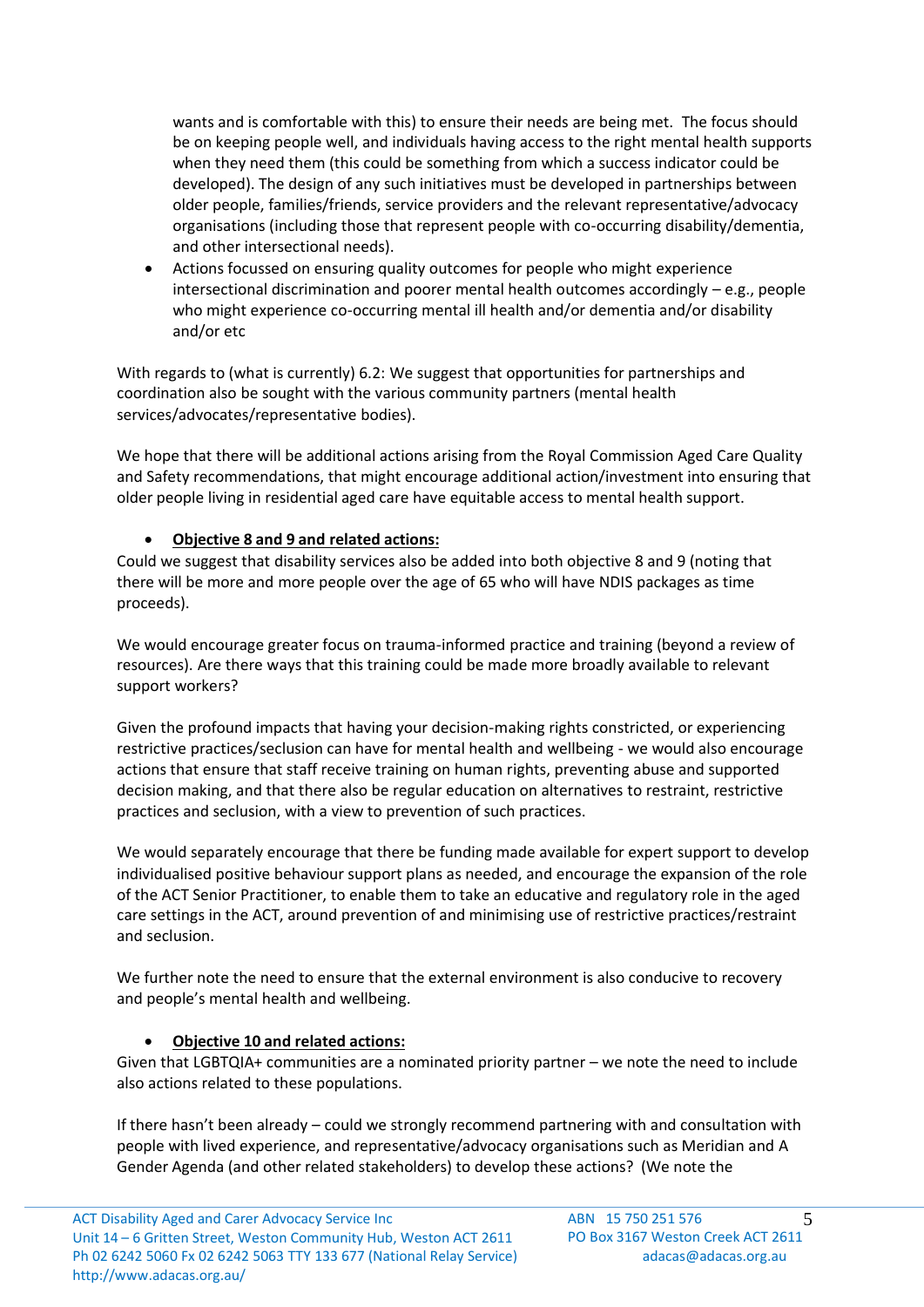wants and is comfortable with this) to ensure their needs are being met. The focus should be on keeping people well, and individuals having access to the right mental health supports when they need them (this could be something from which a success indicator could be developed). The design of any such initiatives must be developed in partnerships between older people, families/friends, service providers and the relevant representative/advocacy organisations (including those that represent people with co-occurring disability/dementia, and other intersectional needs).

- Actions focussed on ensuring quality outcomes for people who might experience intersectional discrimination and poorer mental health outcomes accordingly – e.g., people who might experience co-occurring mental ill health and/or dementia and/or disability and/or etc

With regards to (what is currently) 6.2: We suggest that opportunities for partnerships and coordination also be sought with the various community partners (mental health services/advocates/representative bodies).

We hope that there will be additional actions arising from the Royal Commission Aged Care Quality and Safety recommendations, that might encourage additional action/investment into ensuring that older people living in residential aged care have equitable access to mental health support.

- **Objective 8 and 9 and related actions:**

Could we suggest that disability services also be added into both objective 8 and 9 (noting that there will be more and more people over the age of 65 who will have NDIS packages as time proceeds).

We would encourage greater focus on trauma-informed practice and training (beyond a review of resources). Are there ways that this training could be made more broadly available to relevant support workers?

Given the profound impacts that having your decision-making rights constricted, or experiencing restrictive practices/seclusion can have for mental health and wellbeing - we would also encourage actions that ensure that staff receive training on human rights, preventing abuse and supported decision making, and that there also be regular education on alternatives to restraint, restrictive practices and seclusion, with a view to prevention of such practices.

We would separately encourage that there be funding made available for expert support to develop individualised positive behaviour support plans as needed, and encourage the expansion of the role of the ACT Senior Practitioner, to enable them to take an educative and regulatory role in the aged care settings in the ACT, around prevention of and minimising use of restrictive practices/restraint and seclusion.

We further note the need to ensure that the external environment is also conducive to recovery and people's mental health and wellbeing.

- **Objective 10 and related actions:**

Given that LGBTQIA+ communities are a nominated priority partner – we note the need to include also actions related to these populations.

If there hasn't been already – could we strongly recommend partnering with and consultation with people with lived experience, and representative/advocacy organisations such as Meridian and A Gender Agenda (and other related stakeholders) to develop these actions? (We note the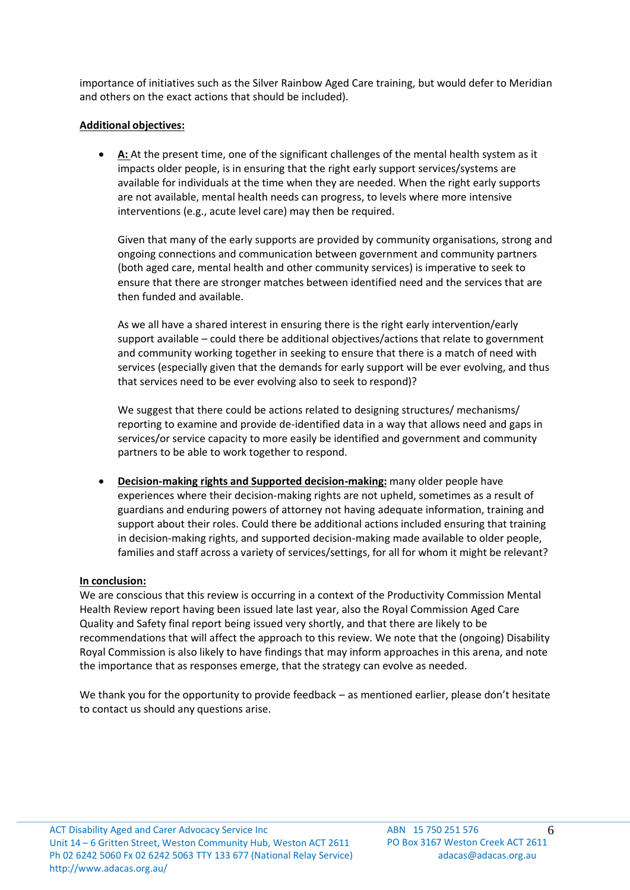importance of initiatives such as the Silver Rainbow Aged Care training, but would defer to Meridian and others on the exact actions that should be included).

**Additional objectives:**

- **A:** At the present time, one of the significant challenges of the mental health system as it impacts older people, is in ensuring that the right early support services/systems are available for individuals at the time when they are needed. When the right early supports are not available, mental health needs can progress, to levels where more intensive interventions (e.g., acute level care) may then be required.

  Given that many of the early supports are provided by community organisations, strong and ongoing connections and communication between government and community partners (both aged care, mental health and other community services) is imperative to seek to ensure that there are stronger matches between identified need and the services that are then funded and available.

  As we all have a shared interest in ensuring there is the right early intervention/early support available – could there be additional objectives/actions that relate to government and community working together in seeking to ensure that there is a match of need with services (especially given that the demands for early support will be ever evolving, and thus that services need to be ever evolving also to seek to respond)?

  We suggest that there could be actions related to designing structures/ mechanisms/ reporting to examine and provide de-identified data in a way that allows need and gaps in services/or service capacity to more easily be identified and government and community partners to be able to work together to respond.

- **Decision-making rights and Supported decision-making:** many older people have experiences where their decision-making rights are not upheld, sometimes as a result of guardians and enduring powers of attorney not having adequate information, training and support about their roles. Could there be additional actions included ensuring that training in decision-making rights, and supported decision-making made available to older people, families and staff across a variety of services/settings, for all for whom it might be relevant?

**In conclusion:**

We are conscious that this review is occurring in a context of the Productivity Commission Mental Health Review report having been issued late last year, also the Royal Commission Aged Care Quality and Safety final report being issued very shortly, and that there are likely to be recommendations that will affect the approach to this review. We note that the (ongoing) Disability Royal Commission is also likely to have findings that may inform approaches in this arena, and note the importance that as responses emerge, that the strategy can evolve as needed.

We thank you for the opportunity to provide feedback – as mentioned earlier, please don't hesitate to contact us should any questions arise.

ACT Disability Aged and Carer Advocacy Service Inc
Unit 14 – 6 Gritten Street, Weston Community Hub, Weston ACT 2611
Ph 02 6242 5060 Fx 02 6242 5063 TTY 133 677 (National Relay Service)
http://www.adacas.org.au/

ABN 15 750 251 576
PO Box 3167 Weston Creek ACT 2611
adacas@adacas.org.au